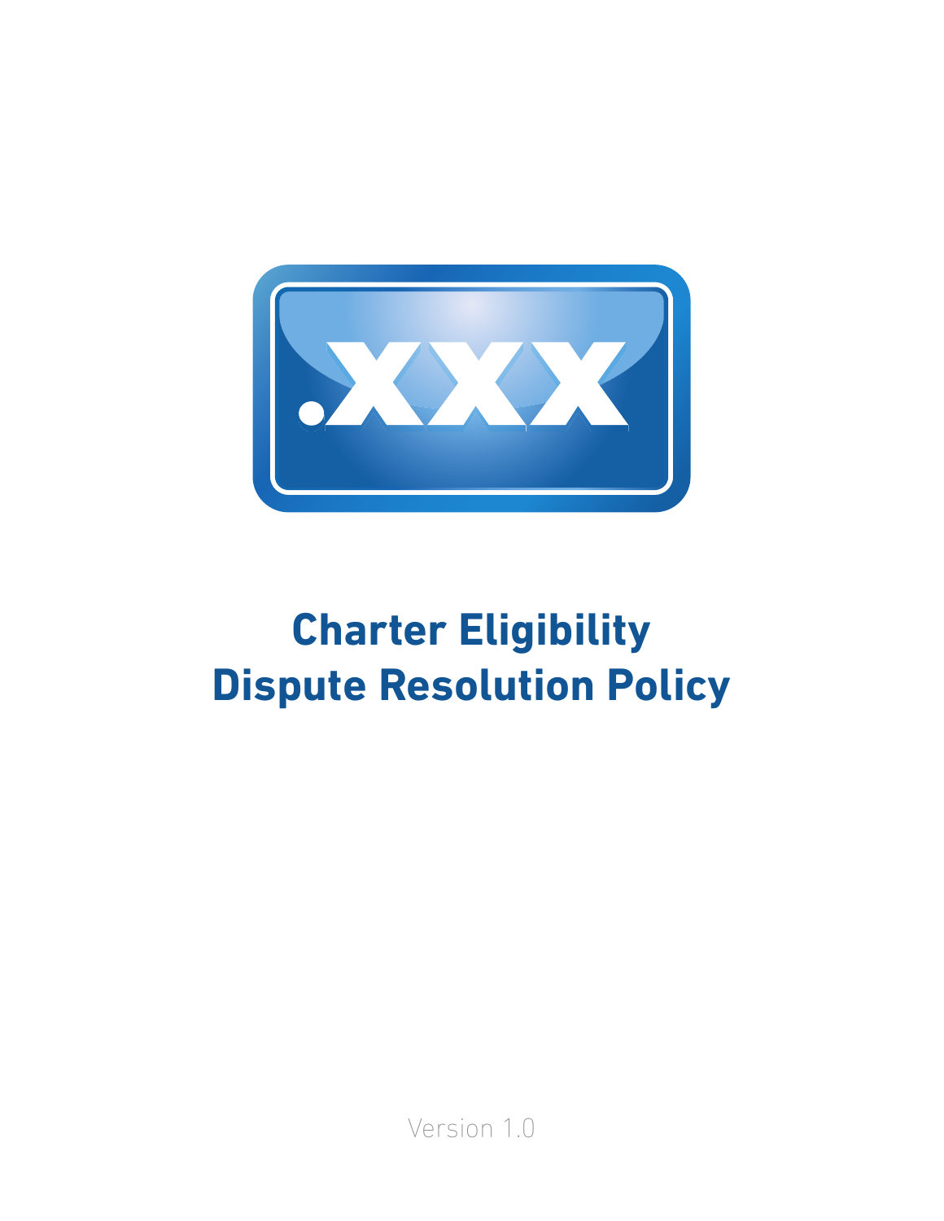.XXX

# Charter Eligibility Dispute Resolution Policy

Version 1.0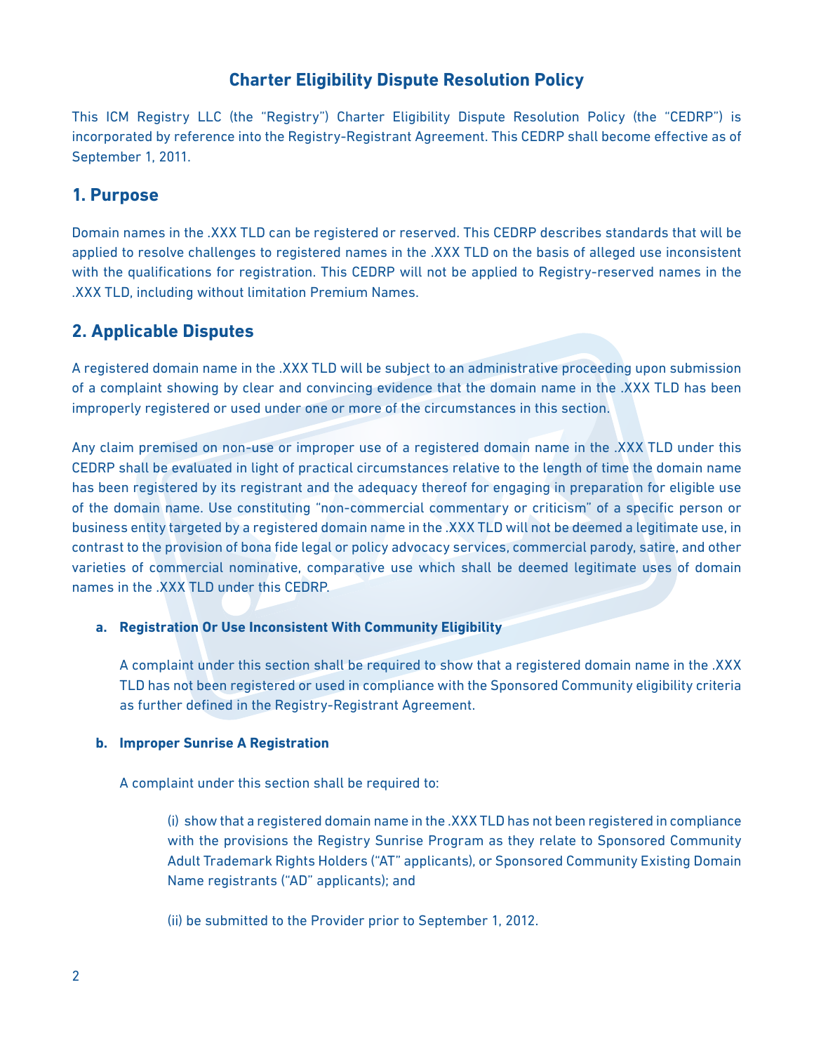# Charter Eligibility Dispute Resolution Policy

This ICM Registry LLC (the "Registry") Charter Eligibility Dispute Resolution Policy (the "CEDRP") is incorporated by reference into the Registry-Registrant Agreement. This CEDRP shall become effective as of September 1, 2011.

## 1. Purpose

Domain names in the .XXX TLD can be registered or reserved. This CEDRP describes standards that will be applied to resolve challenges to registered names in the .XXX TLD on the basis of alleged use inconsistent with the qualifications for registration. This CEDRP will not be applied to Registry-reserved names in the .XXX TLD, including without limitation Premium Names.

## 2. Applicable Disputes

A registered domain name in the .XXX TLD will be subject to an administrative proceeding upon submission of a complaint showing by clear and convincing evidence that the domain name in the .XXX TLD has been improperly registered or used under one or more of the circumstances in this section.

Any claim premised on non-use or improper use of a registered domain name in the .XXX TLD under this CEDRP shall be evaluated in light of practical circumstances relative to the length of time the domain name has been registered by its registrant and the adequacy thereof for engaging in preparation for eligible use of the domain name. Use constituting "non-commercial commentary or criticism" of a specific person or business entity targeted by a registered domain name in the .XXX TLD will not be deemed a legitimate use, in contrast to the provision of bona fide legal or policy advocacy services, commercial parody, satire, and other varieties of commercial nominative, comparative use which shall be deemed legitimate uses of domain names in the .XXX TLD under this CEDRP.

**a. Registration Or Use Inconsistent With Community Eligibility**

A complaint under this section shall be required to show that a registered domain name in the .XXX TLD has not been registered or used in compliance with the Sponsored Community eligibility criteria as further defined in the Registry-Registrant Agreement.

**b. Improper Sunrise A Registration**

A complaint under this section shall be required to:

(i) show that a registered domain name in the .XXX TLD has not been registered in compliance with the provisions the Registry Sunrise Program as they relate to Sponsored Community Adult Trademark Rights Holders ("AT" applicants), or Sponsored Community Existing Domain Name registrants ("AD" applicants); and

(ii) be submitted to the Provider prior to September 1, 2012.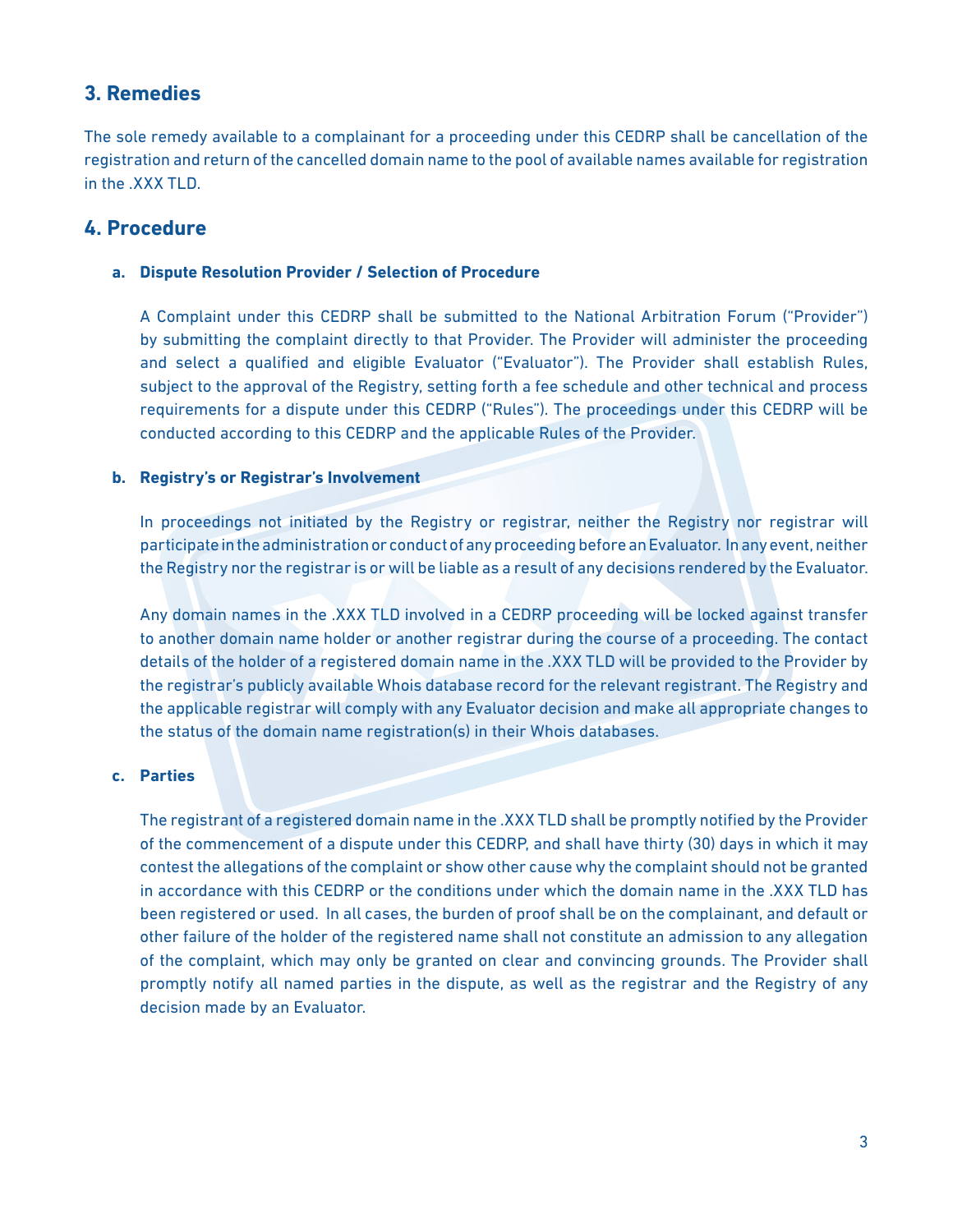## 3. Remedies

The sole remedy available to a complainant for a proceeding under this CEDRP shall be cancellation of the registration and return of the cancelled domain name to the pool of available names available for registration in the .XXX TLD.

## 4. Procedure

### a. Dispute Resolution Provider / Selection of Procedure

A Complaint under this CEDRP shall be submitted to the National Arbitration Forum ("Provider") by submitting the complaint directly to that Provider. The Provider will administer the proceeding and select a qualified and eligible Evaluator ("Evaluator"). The Provider shall establish Rules, subject to the approval of the Registry, setting forth a fee schedule and other technical and process requirements for a dispute under this CEDRP ("Rules"). The proceedings under this CEDRP will be conducted according to this CEDRP and the applicable Rules of the Provider.

### b. Registry's or Registrar's Involvement

In proceedings not initiated by the Registry or registrar, neither the Registry nor registrar will participate in the administration or conduct of any proceeding before an Evaluator. In any event, neither the Registry nor the registrar is or will be liable as a result of any decisions rendered by the Evaluator.

Any domain names in the .XXX TLD involved in a CEDRP proceeding will be locked against transfer to another domain name holder or another registrar during the course of a proceeding. The contact details of the holder of a registered domain name in the .XXX TLD will be provided to the Provider by the registrar's publicly available Whois database record for the relevant registrant. The Registry and the applicable registrar will comply with any Evaluator decision and make all appropriate changes to the status of the domain name registration(s) in their Whois databases.

### c. Parties

The registrant of a registered domain name in the .XXX TLD shall be promptly notified by the Provider of the commencement of a dispute under this CEDRP, and shall have thirty (30) days in which it may contest the allegations of the complaint or show other cause why the complaint should not be granted in accordance with this CEDRP or the conditions under which the domain name in the .XXX TLD has been registered or used. In all cases, the burden of proof shall be on the complainant, and default or other failure of the holder of the registered name shall not constitute an admission to any allegation of the complaint, which may only be granted on clear and convincing grounds. The Provider shall promptly notify all named parties in the dispute, as well as the registrar and the Registry of any decision made by an Evaluator.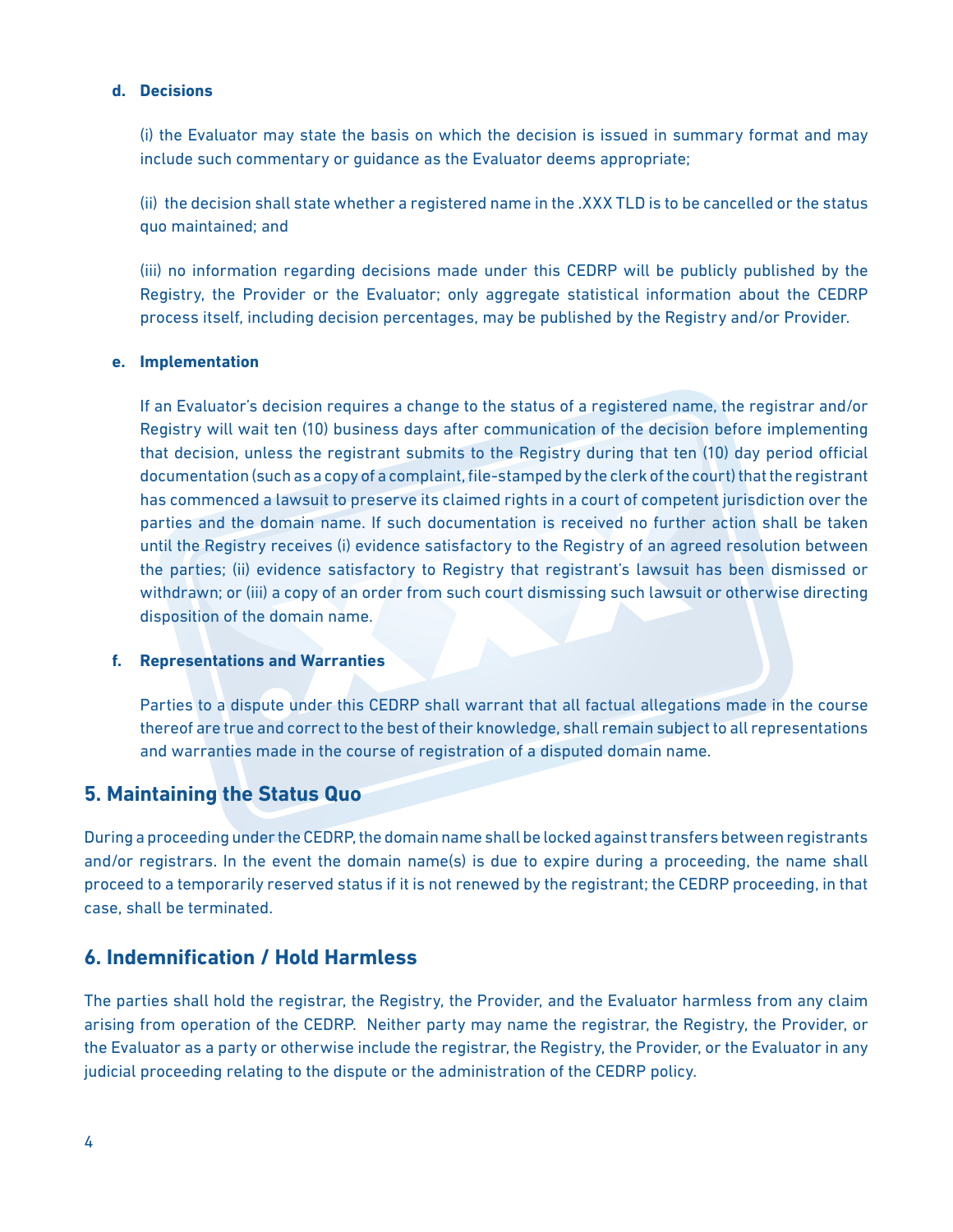**d. Decisions**

(i) the Evaluator may state the basis on which the decision is issued in summary format and may include such commentary or guidance as the Evaluator deems appropriate;

(ii) the decision shall state whether a registered name in the .XXX TLD is to be cancelled or the status quo maintained; and

(iii) no information regarding decisions made under this CEDRP will be publicly published by the Registry, the Provider or the Evaluator; only aggregate statistical information about the CEDRP process itself, including decision percentages, may be published by the Registry and/or Provider.

**e. Implementation**

If an Evaluator's decision requires a change to the status of a registered name, the registrar and/or Registry will wait ten (10) business days after communication of the decision before implementing that decision, unless the registrant submits to the Registry during that ten (10) day period official documentation (such as a copy of a complaint, file-stamped by the clerk of the court) that the registrant has commenced a lawsuit to preserve its claimed rights in a court of competent jurisdiction over the parties and the domain name. If such documentation is received no further action shall be taken until the Registry receives (i) evidence satisfactory to the Registry of an agreed resolution between the parties; (ii) evidence satisfactory to Registry that registrant's lawsuit has been dismissed or withdrawn; or (iii) a copy of an order from such court dismissing such lawsuit or otherwise directing disposition of the domain name.

**f. Representations and Warranties**

Parties to a dispute under this CEDRP shall warrant that all factual allegations made in the course thereof are true and correct to the best of their knowledge, shall remain subject to all representations and warranties made in the course of registration of a disputed domain name.

## 5. Maintaining the Status Quo

During a proceeding under the CEDRP, the domain name shall be locked against transfers between registrants and/or registrars. In the event the domain name(s) is due to expire during a proceeding, the name shall proceed to a temporarily reserved status if it is not renewed by the registrant; the CEDRP proceeding, in that case, shall be terminated.

## 6. Indemnification / Hold Harmless

The parties shall hold the registrar, the Registry, the Provider, and the Evaluator harmless from any claim arising from operation of the CEDRP. Neither party may name the registrar, the Registry, the Provider, or the Evaluator as a party or otherwise include the registrar, the Registry, the Provider, or the Evaluator in any judicial proceeding relating to the dispute or the administration of the CEDRP policy.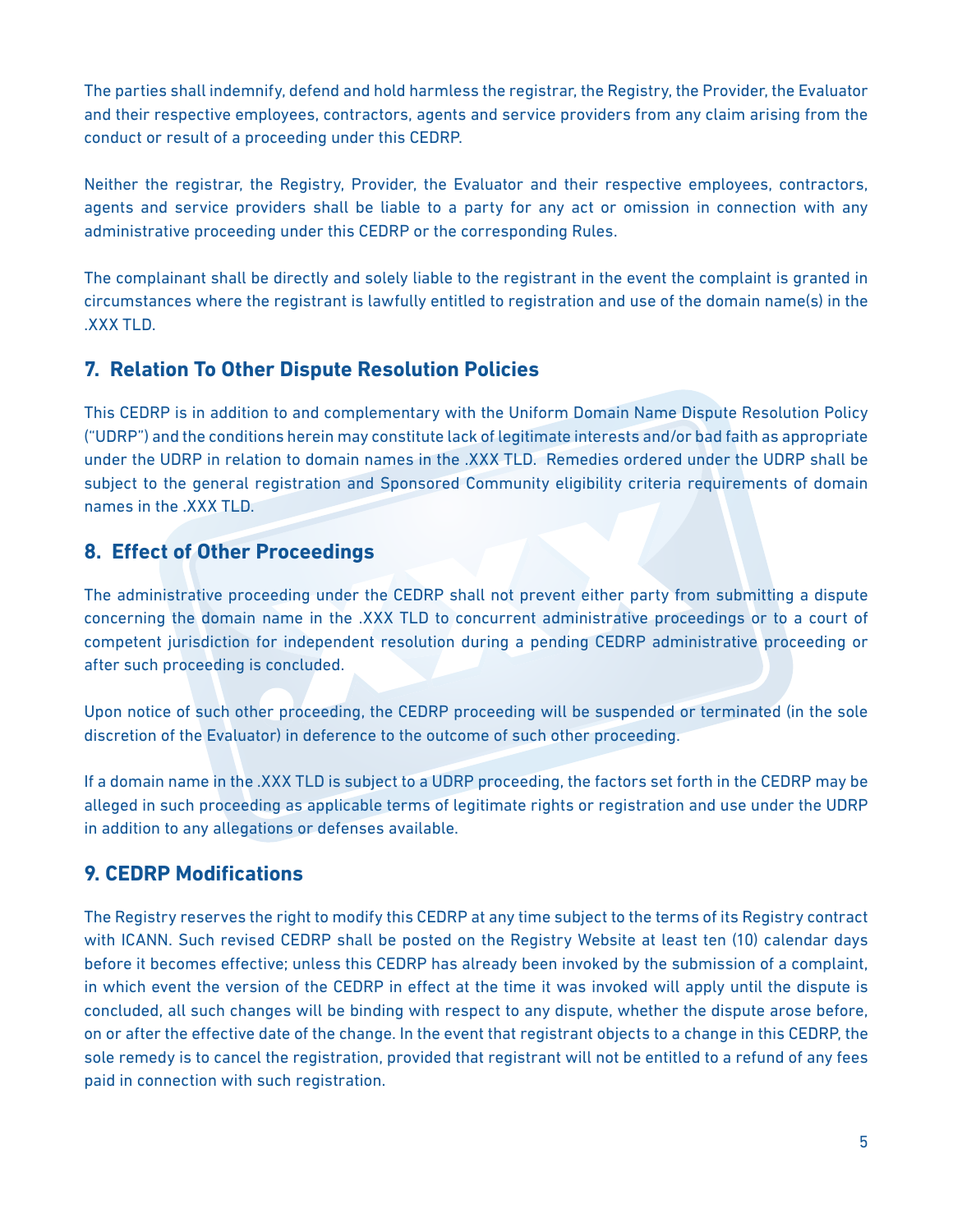The parties shall indemnify, defend and hold harmless the registrar, the Registry, the Provider, the Evaluator and their respective employees, contractors, agents and service providers from any claim arising from the conduct or result of a proceeding under this CEDRP.

Neither the registrar, the Registry, Provider, the Evaluator and their respective employees, contractors, agents and service providers shall be liable to a party for any act or omission in connection with any administrative proceeding under this CEDRP or the corresponding Rules.

The complainant shall be directly and solely liable to the registrant in the event the complaint is granted in circumstances where the registrant is lawfully entitled to registration and use of the domain name(s) in the .XXX TLD.

## 7. Relation To Other Dispute Resolution Policies

This CEDRP is in addition to and complementary with the Uniform Domain Name Dispute Resolution Policy ("UDRP") and the conditions herein may constitute lack of legitimate interests and/or bad faith as appropriate under the UDRP in relation to domain names in the .XXX TLD. Remedies ordered under the UDRP shall be subject to the general registration and Sponsored Community eligibility criteria requirements of domain names in the .XXX TLD.

## 8. Effect of Other Proceedings

The administrative proceeding under the CEDRP shall not prevent either party from submitting a dispute concerning the domain name in the .XXX TLD to concurrent administrative proceedings or to a court of competent jurisdiction for independent resolution during a pending CEDRP administrative proceeding or after such proceeding is concluded.

Upon notice of such other proceeding, the CEDRP proceeding will be suspended or terminated (in the sole discretion of the Evaluator) in deference to the outcome of such other proceeding.

If a domain name in the .XXX TLD is subject to a UDRP proceeding, the factors set forth in the CEDRP may be alleged in such proceeding as applicable terms of legitimate rights or registration and use under the UDRP in addition to any allegations or defenses available.

## 9. CEDRP Modifications

The Registry reserves the right to modify this CEDRP at any time subject to the terms of its Registry contract with ICANN. Such revised CEDRP shall be posted on the Registry Website at least ten (10) calendar days before it becomes effective; unless this CEDRP has already been invoked by the submission of a complaint, in which event the version of the CEDRP in effect at the time it was invoked will apply until the dispute is concluded, all such changes will be binding with respect to any dispute, whether the dispute arose before, on or after the effective date of the change. In the event that registrant objects to a change in this CEDRP, the sole remedy is to cancel the registration, provided that registrant will not be entitled to a refund of any fees paid in connection with such registration.